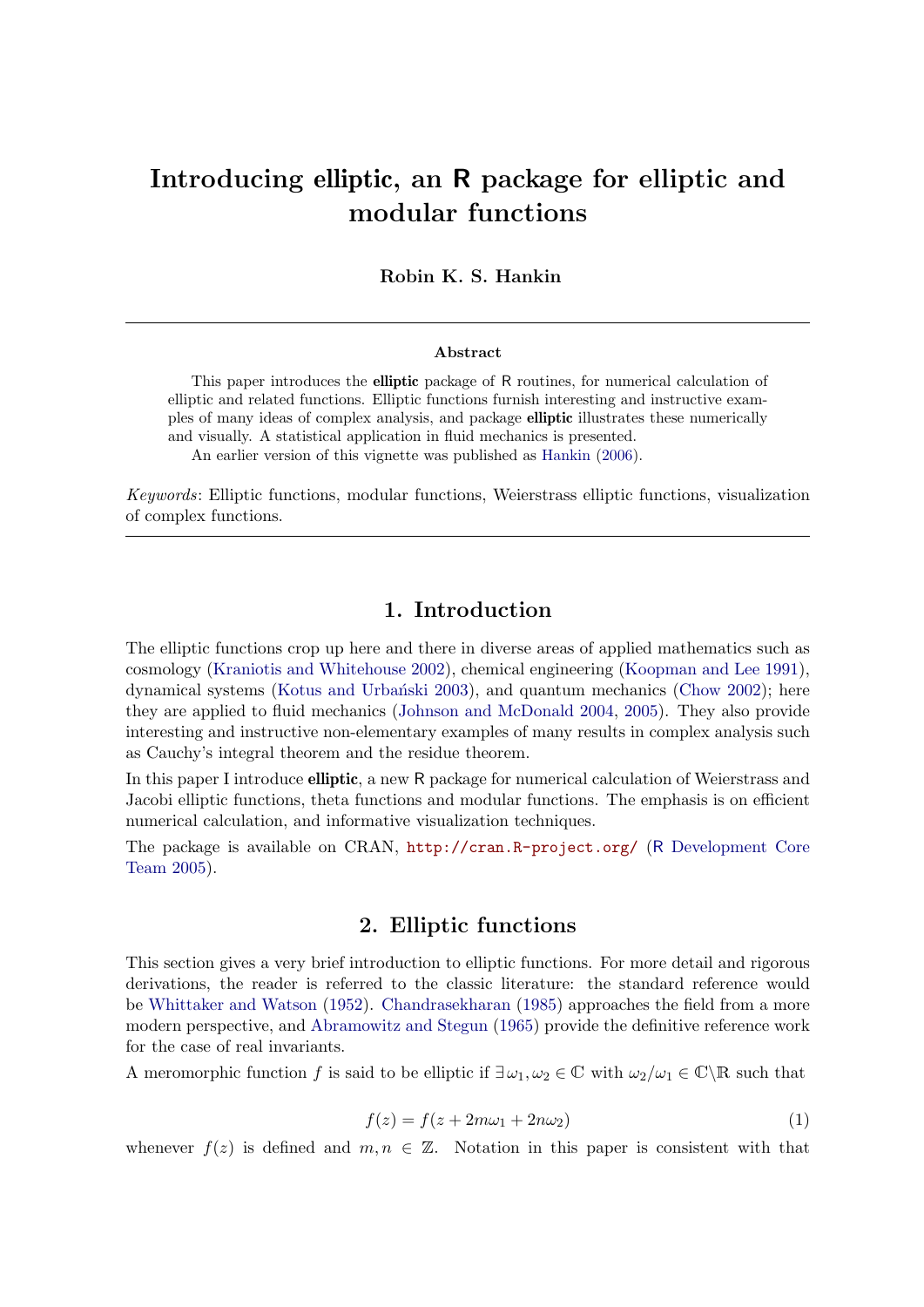# Introducing elliptic, an R package for elliptic and modular functions

**Robin K. S. Hankin**

---

**Abstract**

This paper introduces the **elliptic** package of R routines, for numerical calculation of elliptic and related functions. Elliptic functions furnish interesting and instructive examples of many ideas of complex analysis, and package **elliptic** illustrates these numerically and visually. A statistical application in fluid mechanics is presented.

An earlier version of this vignette was published as Hankin (2006).

*Keywords*: Elliptic functions, modular functions, Weierstrass elliptic functions, visualization of complex functions.

---

## 1. Introduction

The elliptic functions crop up here and there in diverse areas of applied mathematics such as cosmology (Kraniotis and Whitehouse 2002), chemical engineering (Koopman and Lee 1991), dynamical systems (Kotus and Urbański 2003), and quantum mechanics (Chow 2002); here they are applied to fluid mechanics (Johnson and McDonald 2004, 2005). They also provide interesting and instructive non-elementary examples of many results in complex analysis such as Cauchy's integral theorem and the residue theorem.

In this paper I introduce **elliptic**, a new R package for numerical calculation of Weierstrass and Jacobi elliptic functions, theta functions and modular functions. The emphasis is on efficient numerical calculation, and informative visualization techniques.

The package is available on CRAN, `http://cran.R-project.org/` (R Development Core Team 2005).

## 2. Elliptic functions

This section gives a very brief introduction to elliptic functions. For more detail and rigorous derivations, the reader is referred to the classic literature: the standard reference would be Whittaker and Watson (1952). Chandrasekharan (1985) approaches the field from a more modern perspective, and Abramowitz and Stegun (1965) provide the definitive reference work for the case of real invariants.

A meromorphic function $f$ is said to be elliptic if $\exists\,\omega_1, \omega_2 \in \mathbb{C}$ with $\omega_2/\omega_1 \in \mathbb{C}\backslash\mathbb{R}$ such that

$$f(z) = f(z + 2m\omega_1 + 2n\omega_2) \tag{1}$$

whenever $f(z)$ is defined and $m, n \in \mathbb{Z}$. Notation in this paper is consistent with that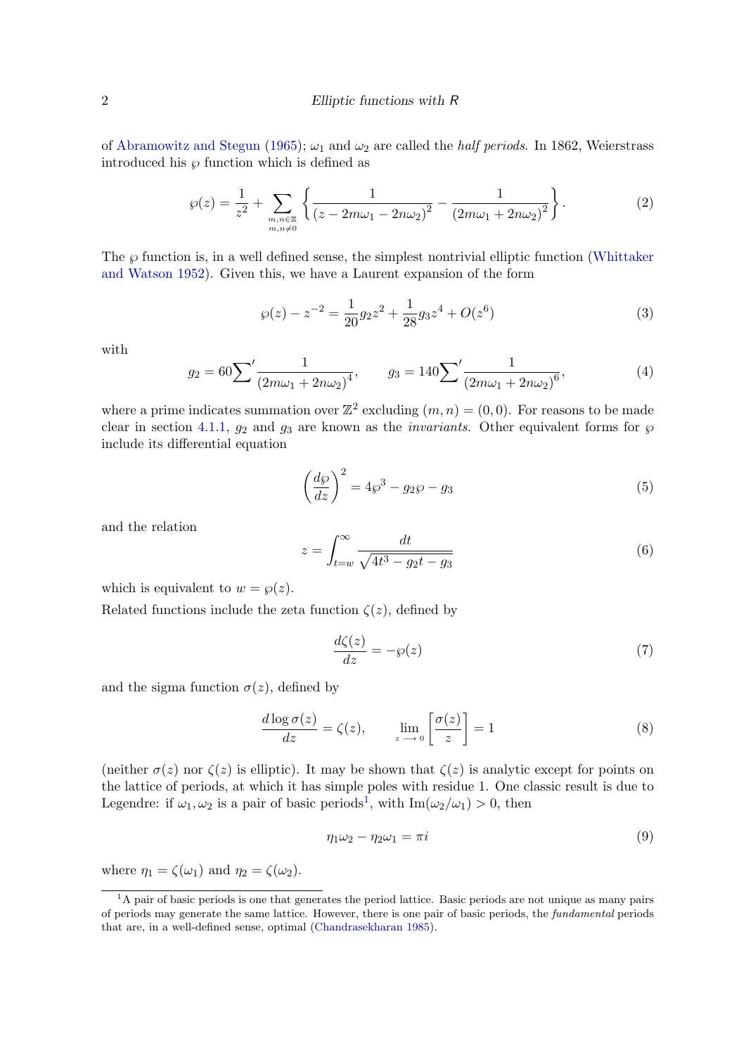of Abramowitz and Stegun (1965); $\omega_1$ and $\omega_2$ are called the *half periods*. In 1862, Weierstrass introduced his $\wp$ function which is defined as

$$\wp(z) = \frac{1}{z^2} + \sum_{\substack{m,n\in\mathbb{Z} \\ m,n\neq 0}} \left\{ \frac{1}{(z - 2m\omega_1 - 2n\omega_2)^2} - \frac{1}{(2m\omega_1 + 2n\omega_2)^2} \right\}. \tag{2}$$

The $\wp$ function is, in a well defined sense, the simplest nontrivial elliptic function (Whittaker and Watson 1952). Given this, we have a Laurent expansion of the form

$$\wp(z) - z^{-2} = \frac{1}{20} g_2 z^2 + \frac{1}{28} g_3 z^4 + O(z^6) \tag{3}$$

with

$$g_2 = 60 {\sum}' \frac{1}{(2m\omega_1 + 2n\omega_2)^4}, \qquad g_3 = 140 {\sum}' \frac{1}{(2m\omega_1 + 2n\omega_2)^6}, \tag{4}$$

where a prime indicates summation over $\mathbb{Z}^2$ excluding $(m, n) = (0, 0)$. For reasons to be made clear in section 4.1.1, $g_2$ and $g_3$ are known as the *invariants*. Other equivalent forms for $\wp$ include its differential equation

$$\left(\frac{d\wp}{dz}\right)^2 = 4\wp^3 - g_2\wp - g_3 \tag{5}$$

and the relation

$$z = \int_{t=w}^{\infty} \frac{dt}{\sqrt{4t^3 - g_2 t - g_3}} \tag{6}$$

which is equivalent to $w = \wp(z)$.

Related functions include the zeta function $\zeta(z)$, defined by

$$\frac{d\zeta(z)}{dz} = -\wp(z) \tag{7}$$

and the sigma function $\sigma(z)$, defined by

$$\frac{d \log \sigma(z)}{dz} = \zeta(z), \qquad \lim_{z \longrightarrow 0} \left[\frac{\sigma(z)}{z}\right] = 1 \tag{8}$$

(neither $\sigma(z)$ nor $\zeta(z)$ is elliptic). It may be shown that $\zeta(z)$ is analytic except for points on the lattice of periods, at which it has simple poles with residue 1. One classic result is due to Legendre: if $\omega_1, \omega_2$ is a pair of basic periods[1], with $\mathrm{Im}(\omega_2/\omega_1) > 0$, then

$$\eta_1\omega_2 - \eta_2\omega_1 = \pi i \tag{9}$$

where $\eta_1 = \zeta(\omega_1)$ and $\eta_2 = \zeta(\omega_2)$.

[1] A pair of basic periods is one that generates the period lattice. Basic periods are not unique as many pairs of periods may generate the same lattice. However, there is one pair of basic periods, the *fundamental* periods that are, in a well-defined sense, optimal (Chandrasekharan 1985).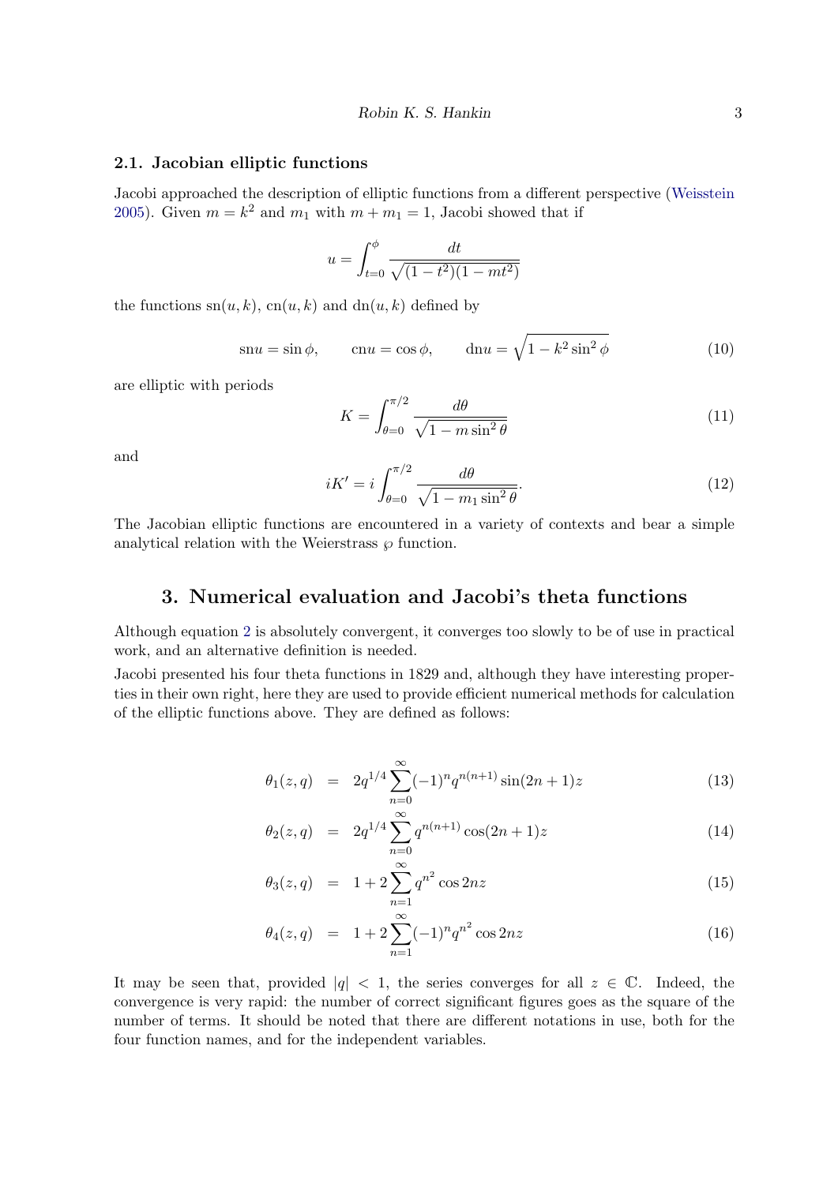### 2.1. Jacobian elliptic functions

Jacobi approached the description of elliptic functions from a different perspective (Weisstein 2005). Given $m = k^2$ and $m_1$ with $m + m_1 = 1$, Jacobi showed that if

$$u = \int_{t=0}^{\phi} \frac{dt}{\sqrt{(1-t^2)(1-mt^2)}}$$

the functions $\mathrm{sn}(u,k)$, $\mathrm{cn}(u,k)$ and $\mathrm{dn}(u,k)$ defined by

$$\mathrm{sn}u = \sin\phi, \qquad \mathrm{cn}u = \cos\phi, \qquad \mathrm{dn}u = \sqrt{1 - k^2 \sin^2\phi} \tag{10}$$

are elliptic with periods

$$K = \int_{\theta=0}^{\pi/2} \frac{d\theta}{\sqrt{1 - m\sin^2\theta}} \tag{11}$$

and

$$iK' = i\int_{\theta=0}^{\pi/2} \frac{d\theta}{\sqrt{1 - m_1\sin^2\theta}}. \tag{12}$$

The Jacobian elliptic functions are encountered in a variety of contexts and bear a simple analytical relation with the Weierstrass $\wp$ function.

## 3. Numerical evaluation and Jacobi's theta functions

Although equation 2 is absolutely convergent, it converges too slowly to be of use in practical work, and an alternative definition is needed.

Jacobi presented his four theta functions in 1829 and, although they have interesting properties in their own right, here they are used to provide efficient numerical methods for calculation of the elliptic functions above. They are defined as follows:

$$\theta_1(z,q) = 2q^{1/4}\sum_{n=0}^{\infty}(-1)^n q^{n(n+1)}\sin(2n+1)z \tag{13}$$

$$\theta_2(z,q) = 2q^{1/4}\sum_{n=0}^{\infty} q^{n(n+1)}\cos(2n+1)z \tag{14}$$

$$\theta_3(z,q) = 1 + 2\sum_{n=1}^{\infty} q^{n^2}\cos 2nz \tag{15}$$

$$\theta_4(z,q) = 1 + 2\sum_{n=1}^{\infty}(-1)^n q^{n^2}\cos 2nz \tag{16}$$

It may be seen that, provided $|q| < 1$, the series converges for all $z \in \mathbb{C}$. Indeed, the convergence is very rapid: the number of correct significant figures goes as the square of the number of terms. It should be noted that there are different notations in use, both for the four function names, and for the independent variables.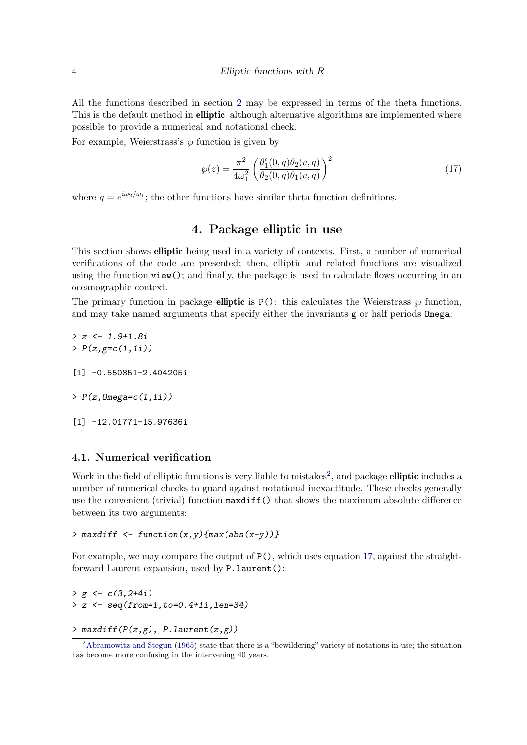All the functions described in section 2 may be expressed in terms of the theta functions. This is the default method in **elliptic**, although alternative algorithms are implemented where possible to provide a numerical and notational check.

For example, Weierstrass's $\wp$ function is given by

$$\wp(z) = \frac{\pi^2}{4\omega_1^2}\left(\frac{\theta_1'(0,q)\theta_2(v,q)}{\theta_2(0,q)\theta_1(v,q)}\right)^2 \tag{17}$$

where $q = e^{i\omega_2/\omega_1}$; the other functions have similar theta function definitions.

## 4. Package elliptic in use

This section shows **elliptic** being used in a variety of contexts. First, a number of numerical verifications of the code are presented; then, elliptic and related functions are visualized using the function `view()`; and finally, the package is used to calculate flows occurring in an oceanographic context.

The primary function in package **elliptic** is `P()`: this calculates the Weierstrass $\wp$ function, and may take named arguments that specify either the invariants `g` or half periods `Omega`:

```
> z <- 1.9+1.8i
> P(z,g=c(1,1i))

[1] -0.550851-2.404205i

> P(z,Omega=c(1,1i))

[1] -12.01771-15.97636i
```

### 4.1. Numerical verification

Work in the field of elliptic functions is very liable to mistakes[2], and package **elliptic** includes a number of numerical checks to guard against notational inexactitude. These checks generally use the convenient (trivial) function `maxdiff()` that shows the maximum absolute difference between its two arguments:

```
> maxdiff <- function(x,y){max(abs(x-y))}
```

For example, we may compare the output of `P()`, which uses equation 17, against the straightforward Laurent expansion, used by `P.laurent()`:

```
> g <- c(3,2+4i)
> z <- seq(from=1,to=0.4+1i,len=34)

> maxdiff(P(z,g), P.laurent(z,g))
```

[2] Abramowitz and Stegun (1965) state that there is a "bewildering" variety of notations in use; the situation has become more confusing in the intervening 40 years.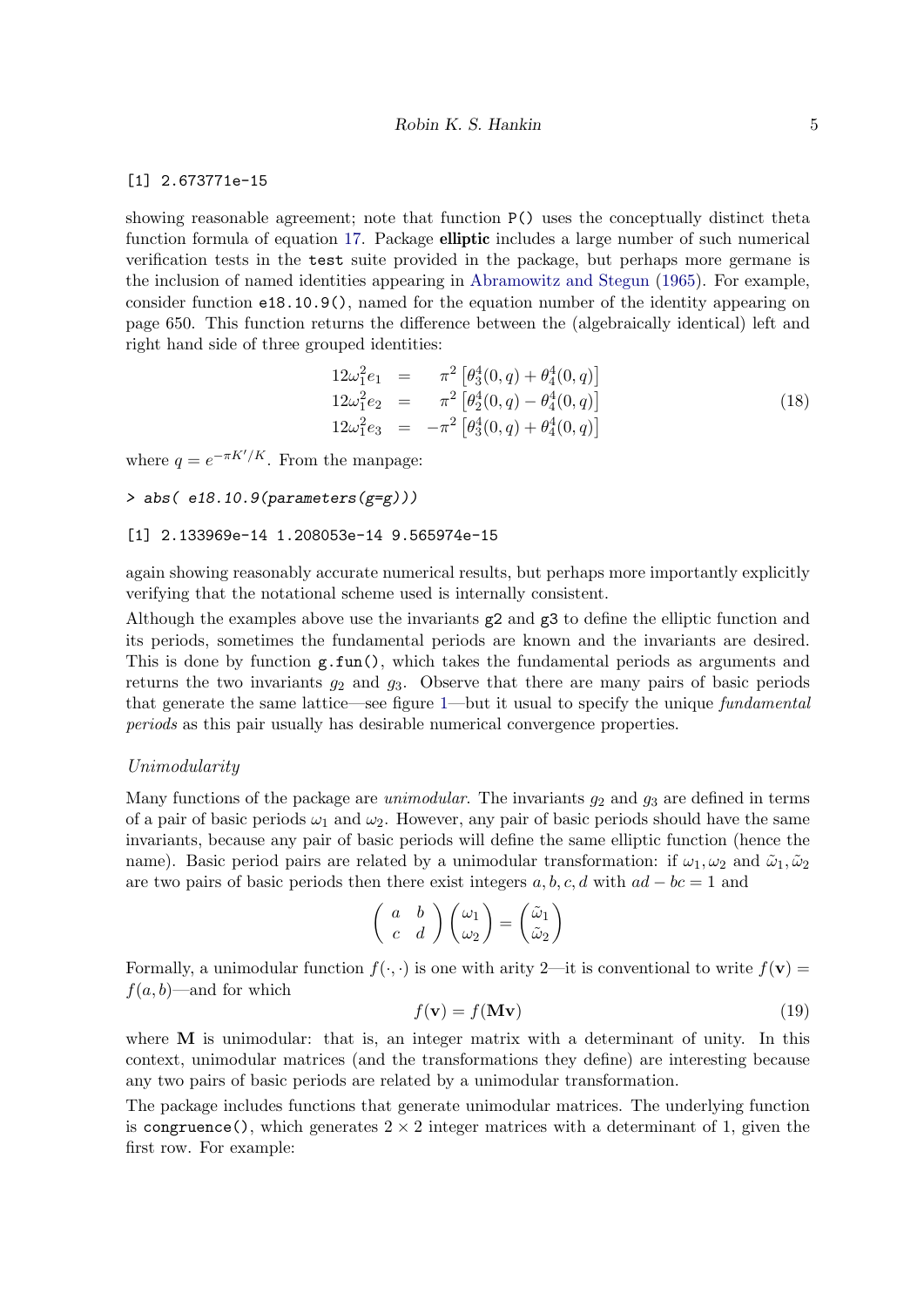```
[1] 2.673771e-15
```

showing reasonable agreement; note that function `P()` uses the conceptually distinct theta function formula of equation 17. Package **elliptic** includes a large number of such numerical verification tests in the `test` suite provided in the package, but perhaps more germane is the inclusion of named identities appearing in Abramowitz and Stegun (1965). For example, consider function `e18.10.9()`, named for the equation number of the identity appearing on page 650. This function returns the difference between the (algebraically identical) left and right hand side of three grouped identities:

$$
\begin{aligned}
12\omega_1^2 e_1 &= \pi^2\left[\theta_3^4(0,q)+\theta_4^4(0,q)\right]\\
12\omega_1^2 e_2 &= \pi^2\left[\theta_2^4(0,q)-\theta_4^4(0,q)\right]\\
12\omega_1^2 e_3 &= -\pi^2\left[\theta_3^4(0,q)+\theta_4^4(0,q)\right]
\end{aligned}
\tag{18}
$$

where $q = e^{-\pi K'/K}$. From the manpage:

```
> abs( e18.10.9(parameters(g=g)))

[1] 2.133969e-14 1.208053e-14 9.565974e-15
```

again showing reasonably accurate numerical results, but perhaps more importantly explicitly verifying that the notational scheme used is internally consistent.

Although the examples above use the invariants `g2` and `g3` to define the elliptic function and its periods, sometimes the fundamental periods are known and the invariants are desired. This is done by function `g.fun()`, which takes the fundamental periods as arguments and returns the two invariants $g_2$ and $g_3$. Observe that there are many pairs of basic periods that generate the same lattice—see figure 1—but it usual to specify the unique *fundamental periods* as this pair usually has desirable numerical convergence properties.

### *Unimodularity*

Many functions of the package are *unimodular*. The invariants $g_2$ and $g_3$ are defined in terms of a pair of basic periods $\omega_1$ and $\omega_2$. However, any pair of basic periods should have the same invariants, because any pair of basic periods will define the same elliptic function (hence the name). Basic period pairs are related by a unimodular transformation: if $\omega_1, \omega_2$ and $\tilde{\omega}_1, \tilde{\omega}_2$ are two pairs of basic periods then there exist integers $a, b, c, d$ with $ad - bc = 1$ and

$$
\begin{pmatrix} a & b \\ c & d \end{pmatrix}\begin{pmatrix} \omega_1 \\ \omega_2 \end{pmatrix} = \begin{pmatrix} \tilde{\omega}_1 \\ \tilde{\omega}_2 \end{pmatrix}
$$

Formally, a unimodular function $f(\cdot,\cdot)$ is one with arity 2—it is conventional to write $f(\mathbf{v}) = f(a, b)$—and for which

$$
f(\mathbf{v}) = f(\mathbf{M}\mathbf{v}) \tag{19}
$$

where $\mathbf{M}$ is unimodular: that is, an integer matrix with a determinant of unity. In this context, unimodular matrices (and the transformations they define) are interesting because any two pairs of basic periods are related by a unimodular transformation.

The package includes functions that generate unimodular matrices. The underlying function is `congruence()`, which generates $2 \times 2$ integer matrices with a determinant of 1, given the first row. For example: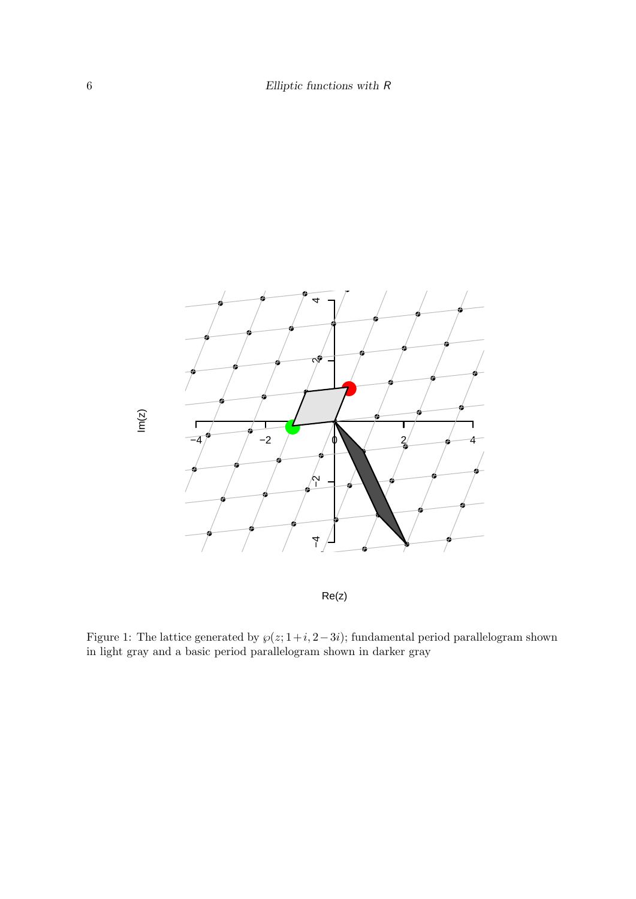Figure 1: The lattice generated by $\wp(z; 1+i, 2-3i)$; fundamental period parallelogram shown in light gray and a basic period parallelogram shown in darker gray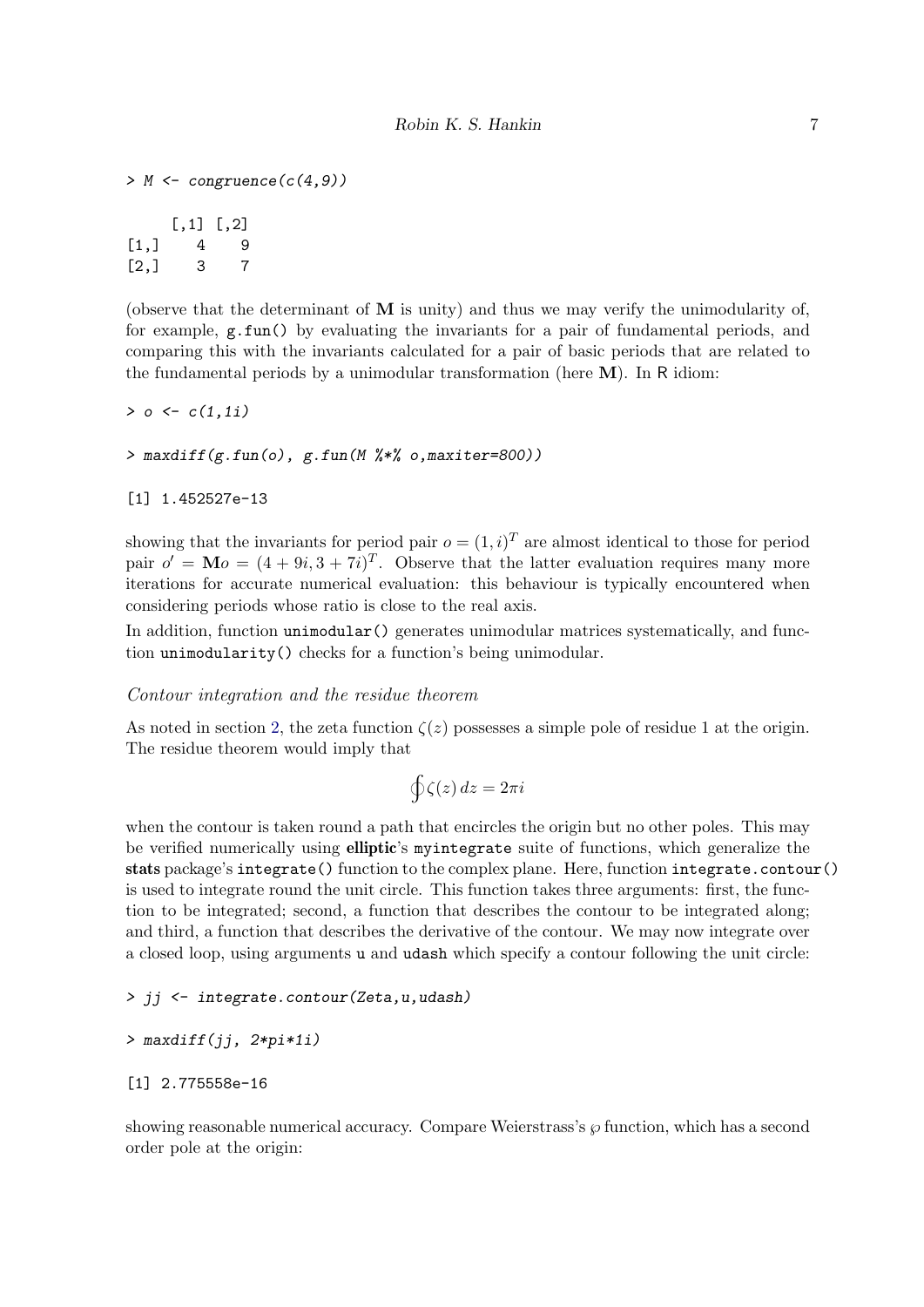```
> M <- congruence(c(4,9))

     [,1] [,2]
[1,]    4    9
[2,]    3    7
```

(observe that the determinant of $\mathbf{M}$ is unity) and thus we may verify the unimodularity of, for example, `g.fun()` by evaluating the invariants for a pair of fundamental periods, and comparing this with the invariants calculated for a pair of basic periods that are related to the fundamental periods by a unimodular transformation (here $\mathbf{M}$). In R idiom:

```
> o <- c(1,1i)

> maxdiff(g.fun(o), g.fun(M %*% o,maxiter=800))

[1] 1.452527e-13
```

showing that the invariants for period pair $o = (1, i)^T$ are almost identical to those for period pair $o' = \mathbf{M}o = (4 + 9i, 3 + 7i)^T$. Observe that the latter evaluation requires many more iterations for accurate numerical evaluation: this behaviour is typically encountered when considering periods whose ratio is close to the real axis.

In addition, function `unimodular()` generates unimodular matrices systematically, and function `unimodularity()` checks for a function's being unimodular.

*Contour integration and the residue theorem*

As noted in section 2, the zeta function $\zeta(z)$ possesses a simple pole of residue 1 at the origin. The residue theorem would imply that

$$\oint \zeta(z)\,dz = 2\pi i$$

when the contour is taken round a path that encircles the origin but no other poles. This may be verified numerically using **elliptic**'s `myintegrate` suite of functions, which generalize the **stats** package's `integrate()` function to the complex plane. Here, function `integrate.contour()` is used to integrate round the unit circle. This function takes three arguments: first, the function to be integrated; second, a function that describes the contour to be integrated along; and third, a function that describes the derivative of the contour. We may now integrate over a closed loop, using arguments `u` and `udash` which specify a contour following the unit circle:

```
> jj <- integrate.contour(Zeta,u,udash)

> maxdiff(jj, 2*pi*1i)

[1] 2.775558e-16
```

showing reasonable numerical accuracy. Compare Weierstrass's $\wp$ function, which has a second order pole at the origin: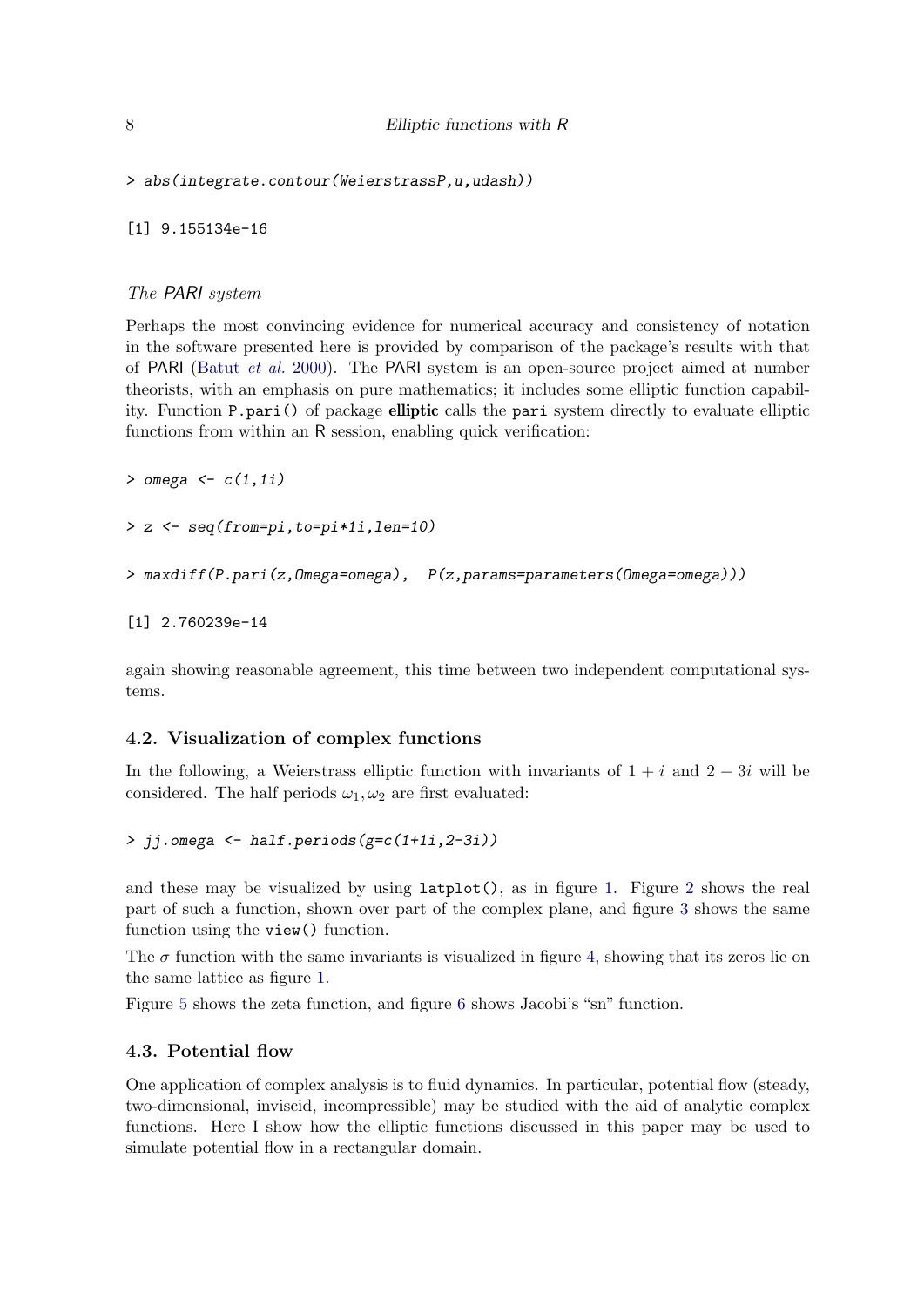```
> abs(integrate.contour(WeierstrassP,u,udash))

[1] 9.155134e-16
```

*The PARI system*

Perhaps the most convincing evidence for numerical accuracy and consistency of notation in the software presented here is provided by comparison of the package's results with that of PARI (Batut *et al.* 2000). The PARI system is an open-source project aimed at number theorists, with an emphasis on pure mathematics; it includes some elliptic function capability. Function `P.pari()` of package **elliptic** calls the `pari` system directly to evaluate elliptic functions from within an R session, enabling quick verification:

```
> omega <- c(1,1i)

> z <- seq(from=pi,to=pi*1i,len=10)

> maxdiff(P.pari(z,Omega=omega),  P(z,params=parameters(Omega=omega)))

[1] 2.760239e-14
```

again showing reasonable agreement, this time between two independent computational systems.

### 4.2. Visualization of complex functions

In the following, a Weierstrass elliptic function with invariants of $1 + i$ and $2 - 3i$ will be considered. The half periods $\omega_1, \omega_2$ are first evaluated:

```
> jj.omega <- half.periods(g=c(1+1i,2-3i))
```

and these may be visualized by using `latplot()`, as in figure 1. Figure 2 shows the real part of such a function, shown over part of the complex plane, and figure 3 shows the same function using the `view()` function.

The $\sigma$ function with the same invariants is visualized in figure 4, showing that its zeros lie on the same lattice as figure 1.

Figure 5 shows the zeta function, and figure 6 shows Jacobi's "sn" function.

### 4.3. Potential flow

One application of complex analysis is to fluid dynamics. In particular, potential flow (steady, two-dimensional, inviscid, incompressible) may be studied with the aid of analytic complex functions. Here I show how the elliptic functions discussed in this paper may be used to simulate potential flow in a rectangular domain.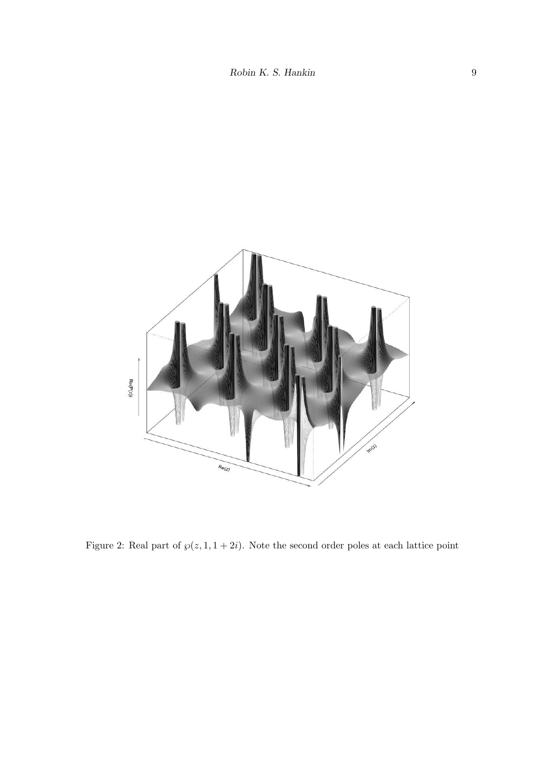Figure 2: Real part of $\wp(z, 1, 1+2i)$. Note the second order poles at each lattice point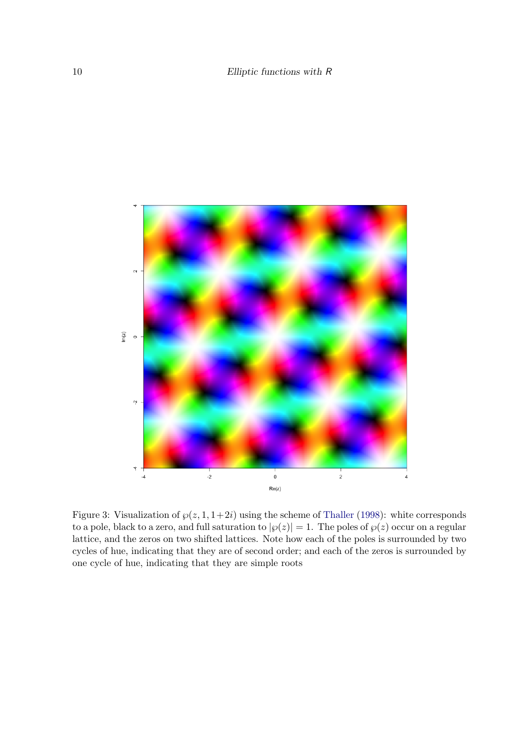Figure 3: Visualization of $\wp(z, 1, 1+2i)$ using the scheme of Thaller (1998): white corresponds to a pole, black to a zero, and full saturation to $|\wp(z)| = 1$. The poles of $\wp(z)$ occur on a regular lattice, and the zeros on two shifted lattices. Note how each of the poles is surrounded by two cycles of hue, indicating that they are of second order; and each of the zeros is surrounded by one cycle of hue, indicating that they are simple roots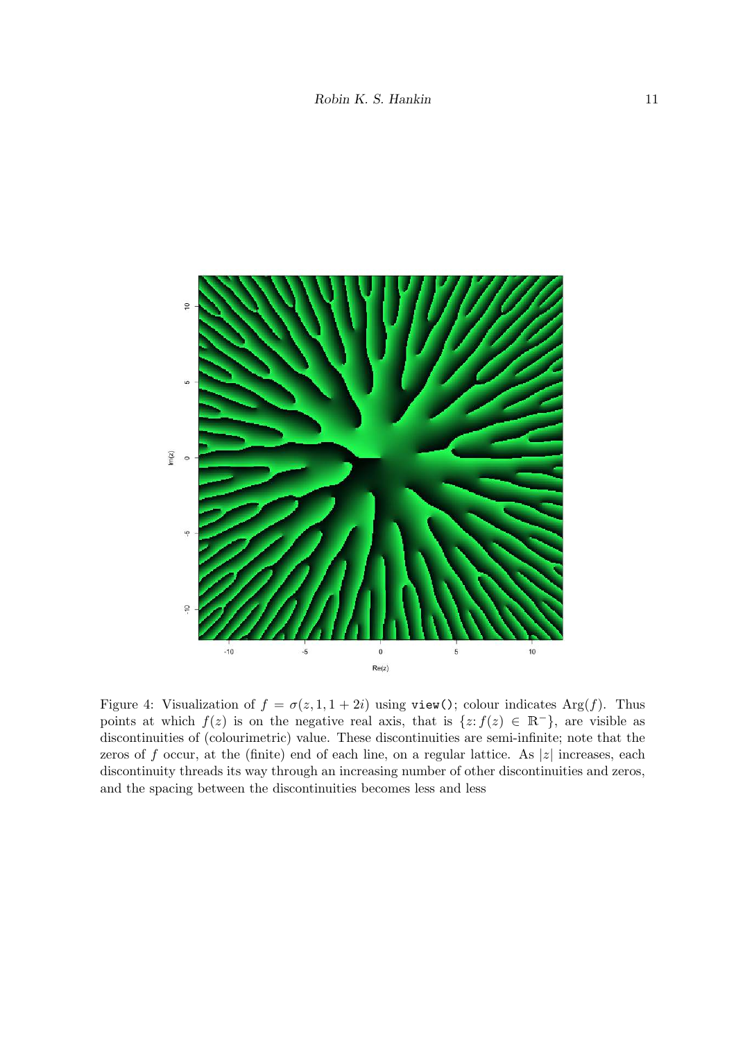Figure 4: Visualization of $f = \sigma(z, 1, 1 + 2i)$ using `view()`; colour indicates $\mathrm{Arg}(f)$. Thus points at which $f(z)$ is on the negative real axis, that is $\{z \colon f(z) \in \mathbb{R}^-\}$, are visible as discontinuities of (colourimetric) value. These discontinuities are semi-infinite; note that the zeros of $f$ occur, at the (finite) end of each line, on a regular lattice. As $|z|$ increases, each discontinuity threads its way through an increasing number of other discontinuities and zeros, and the spacing between the discontinuities becomes less and less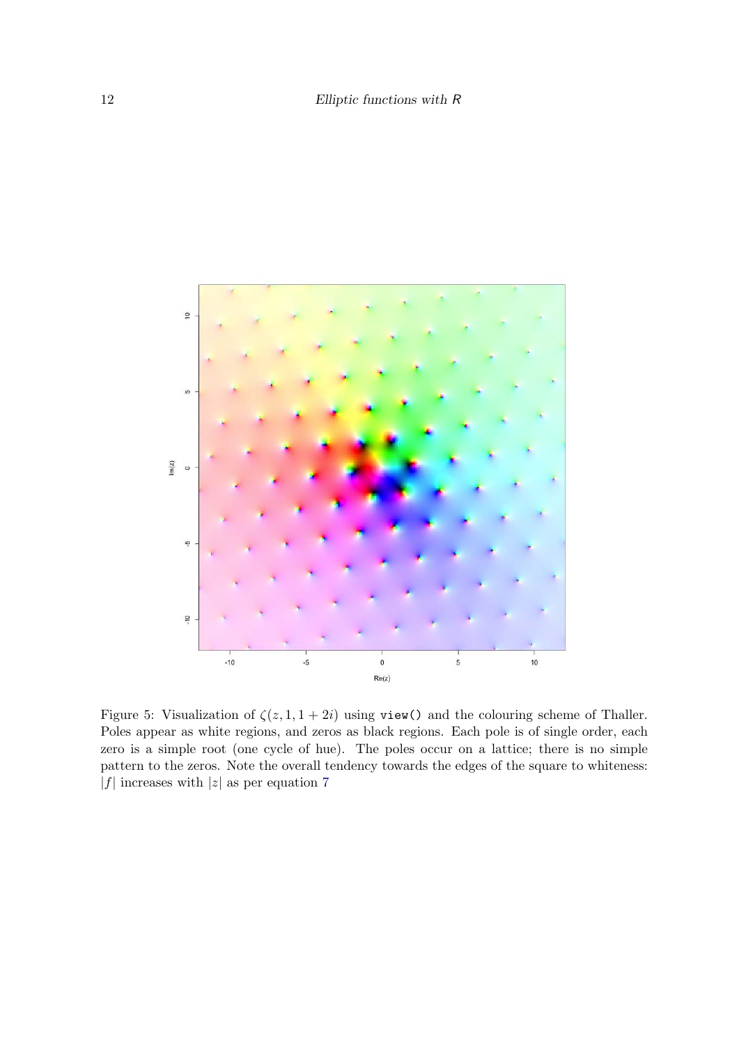Figure 5: Visualization of $\zeta(z, 1, 1 + 2i)$ using `view()` and the colouring scheme of Thaller. Poles appear as white regions, and zeros as black regions. Each pole is of single order, each zero is a simple root (one cycle of hue). The poles occur on a lattice; there is no simple pattern to the zeros. Note the overall tendency towards the edges of the square to whiteness: $|f|$ increases with $|z|$ as per equation 7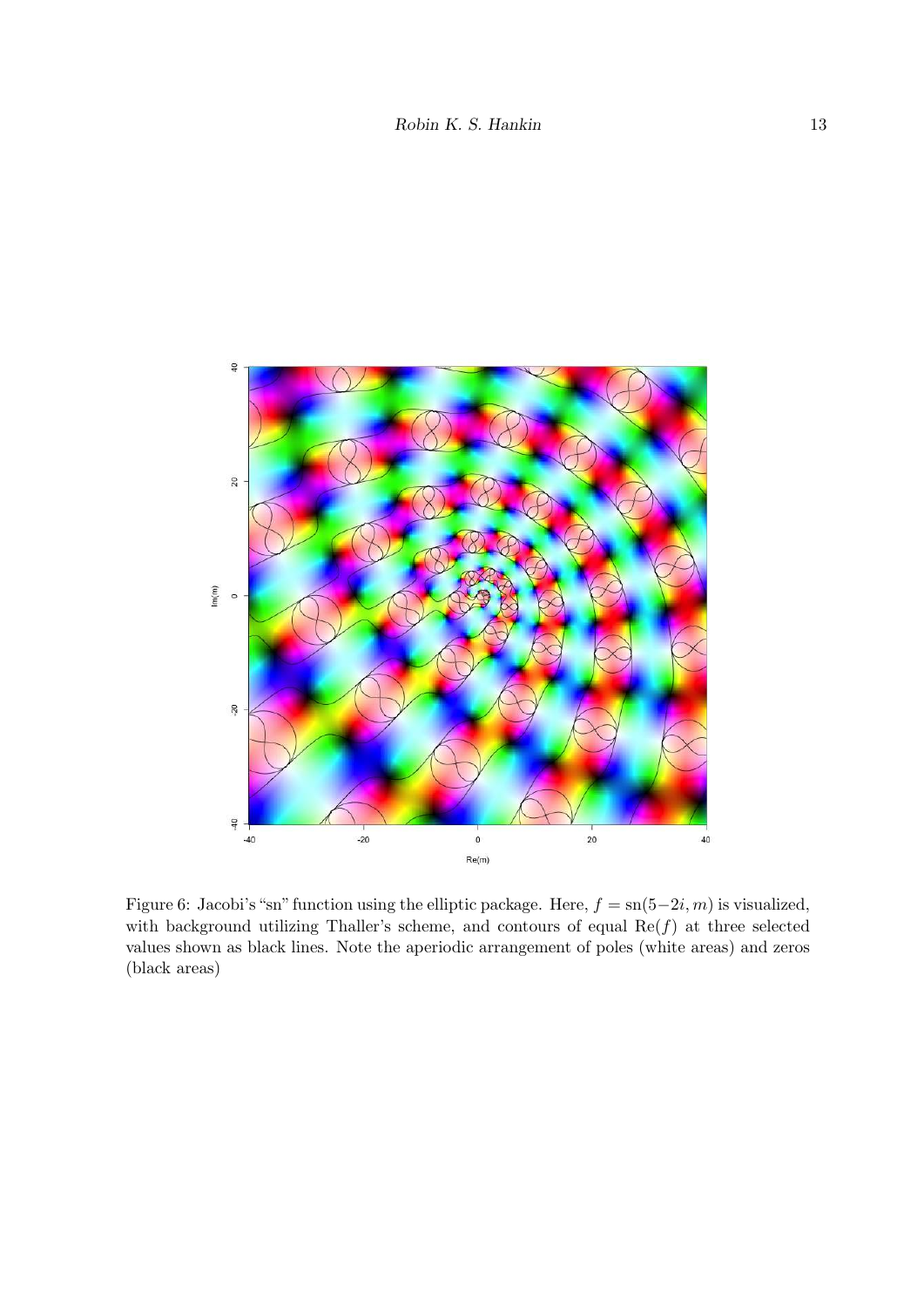Figure 6: Jacobi's "sn" function using the elliptic package. Here, $f = \mathrm{sn}(5-2i, m)$ is visualized, with background utilizing Thaller's scheme, and contours of equal $\mathrm{Re}(f)$ at three selected values shown as black lines. Note the aperiodic arrangement of poles (white areas) and zeros (black areas)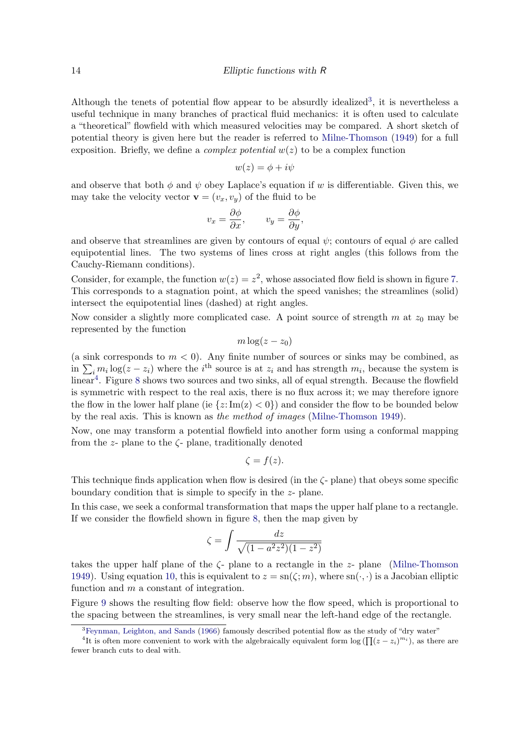Although the tenets of potential flow appear to be absurdly idealized[3], it is nevertheless a useful technique in many branches of practical fluid mechanics: it is often used to calculate a "theoretical" flowfield with which measured velocities may be compared. A short sketch of potential theory is given here but the reader is referred to Milne-Thomson (1949) for a full exposition. Briefly, we define a *complex potential* $w(z)$ to be a complex function

$$w(z) = \phi + i\psi$$

and observe that both $\phi$ and $\psi$ obey Laplace's equation if $w$ is differentiable. Given this, we may take the velocity vector $\mathbf{v} = (v_x, v_y)$ of the fluid to be

$$v_x = \frac{\partial \phi}{\partial x}, \qquad v_y = \frac{\partial \phi}{\partial y},$$

and observe that streamlines are given by contours of equal $\psi$; contours of equal $\phi$ are called equipotential lines. The two systems of lines cross at right angles (this follows from the Cauchy-Riemann conditions).

Consider, for example, the function $w(z) = z^2$, whose associated flow field is shown in figure 7. This corresponds to a stagnation point, at which the speed vanishes; the streamlines (solid) intersect the equipotential lines (dashed) at right angles.

Now consider a slightly more complicated case. A point source of strength $m$ at $z_0$ may be represented by the function

$$m \log(z - z_0)$$

(a sink corresponds to $m < 0$). Any finite number of sources or sinks may be combined, as in $\sum_i m_i \log(z - z_i)$ where the $i^{\text{th}}$ source is at $z_i$ and has strength $m_i$, because the system is linear[4]. Figure 8 shows two sources and two sinks, all of equal strength. Because the flowfield is symmetric with respect to the real axis, there is no flux across it; we may therefore ignore the flow in the lower half plane (ie $\{z \colon \mathrm{Im}(z) < 0\}$) and consider the flow to be bounded below by the real axis. This is known as *the method of images* (Milne-Thomson 1949).

Now, one may transform a potential flowfield into another form using a conformal mapping from the $z$- plane to the $\zeta$- plane, traditionally denoted

$$\zeta = f(z).$$

This technique finds application when flow is desired (in the $\zeta$- plane) that obeys some specific boundary condition that is simple to specify in the $z$- plane.

In this case, we seek a conformal transformation that maps the upper half plane to a rectangle. If we consider the flowfield shown in figure 8, then the map given by

$$\zeta = \int \frac{dz}{\sqrt{(1 - a^2 z^2)(1 - z^2)}}$$

takes the upper half plane of the $\zeta$- plane to a rectangle in the $z$- plane (Milne-Thomson 1949). Using equation 10, this is equivalent to $z = \mathrm{sn}(\zeta; m)$, where $\mathrm{sn}(\cdot, \cdot)$ is a Jacobian elliptic function and $m$ a constant of integration.

Figure 9 shows the resulting flow field: observe how the flow speed, which is proportional to the spacing between the streamlines, is very small near the left-hand edge of the rectangle.

---

[3] Feynman, Leighton, and Sands (1966) famously described potential flow as the study of "dry water"

[4] It is often more convenient to work with the algebraically equivalent form $\log\left(\prod (z - z_i)^{m_i}\right)$, as there are fewer branch cuts to deal with.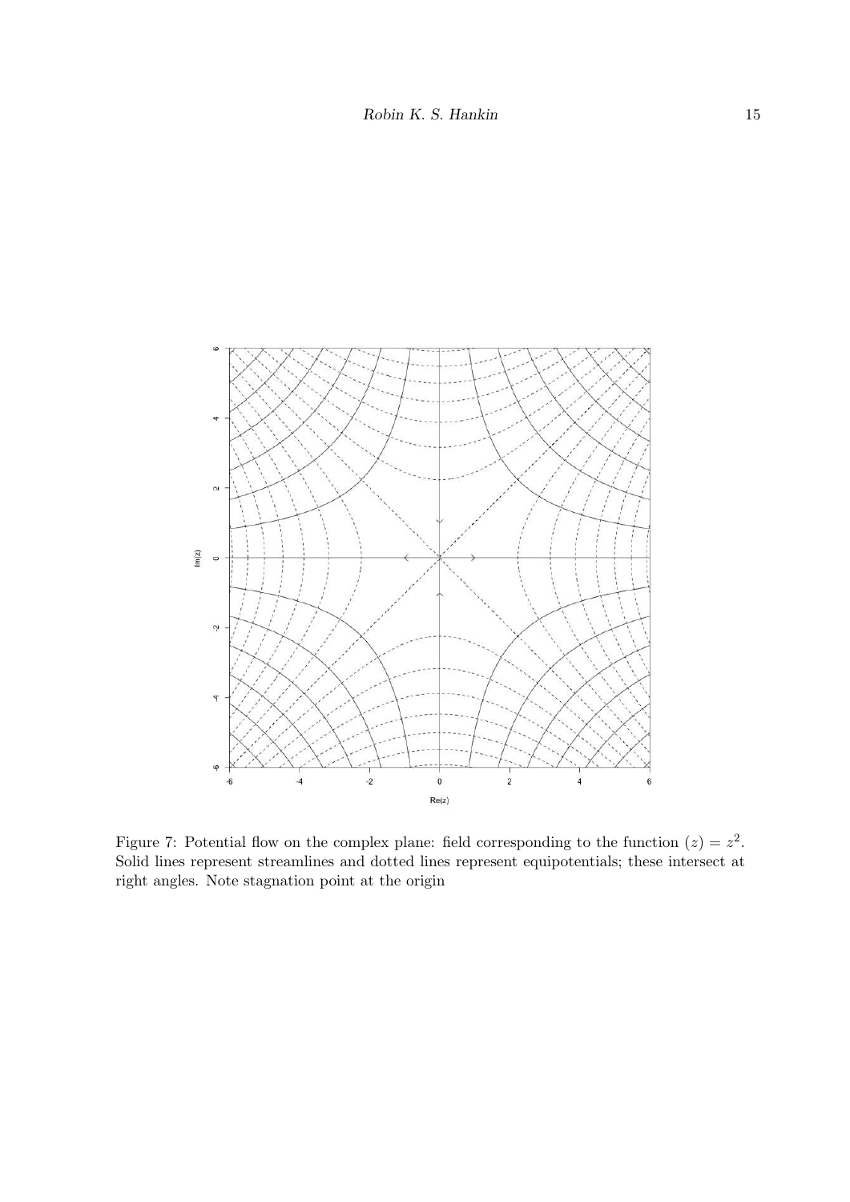Figure 7: Potential flow on the complex plane: field corresponding to the function $(z) = z^2$. Solid lines represent streamlines and dotted lines represent equipotentials; these intersect at right angles. Note stagnation point at the origin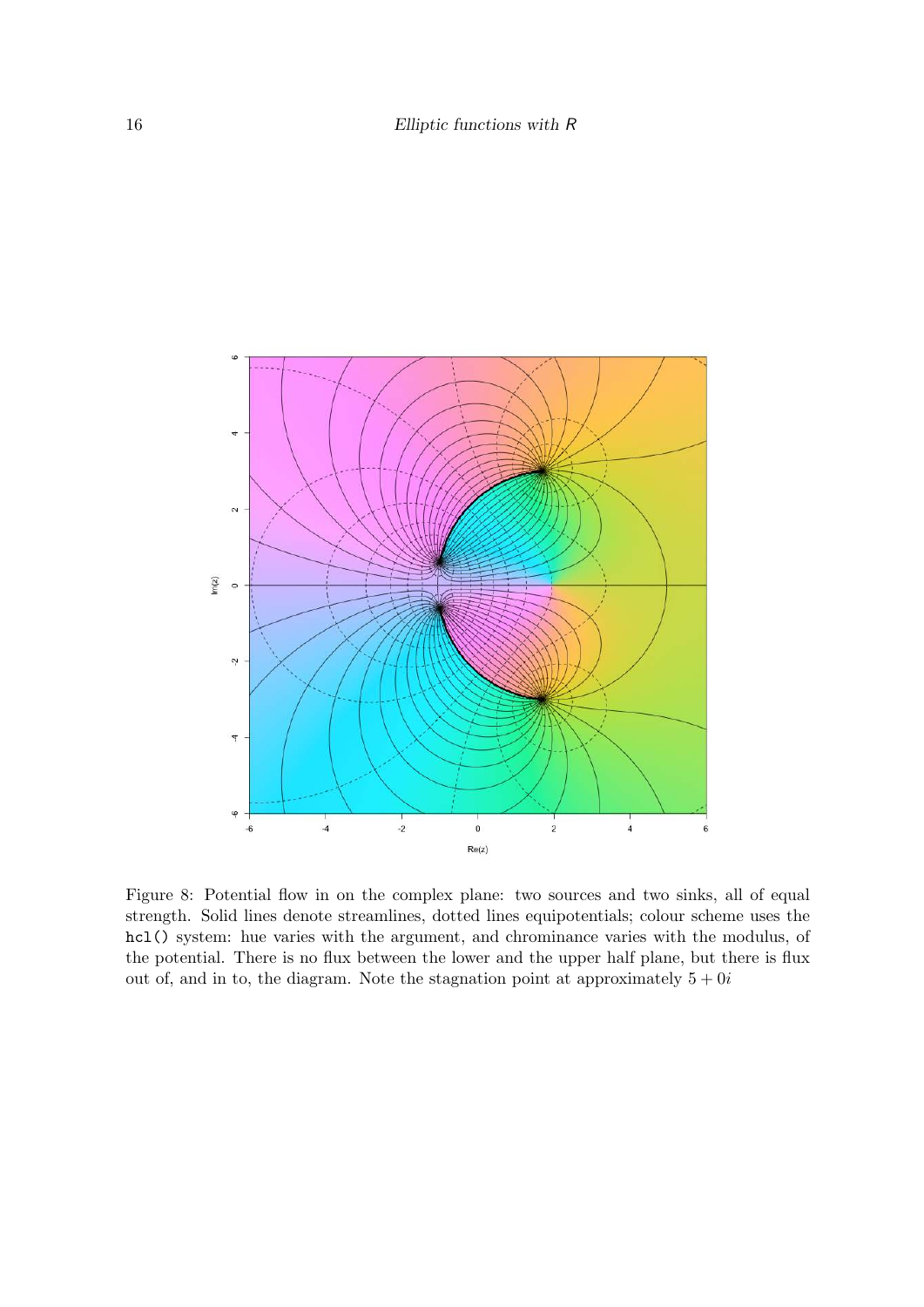Figure 8: Potential flow in on the complex plane: two sources and two sinks, all of equal strength. Solid lines denote streamlines, dotted lines equipotentials; colour scheme uses the `hcl()` system: hue varies with the argument, and chrominance varies with the modulus, of the potential. There is no flux between the lower and the upper half plane, but there is flux out of, and in to, the diagram. Note the stagnation point at approximately $5 + 0i$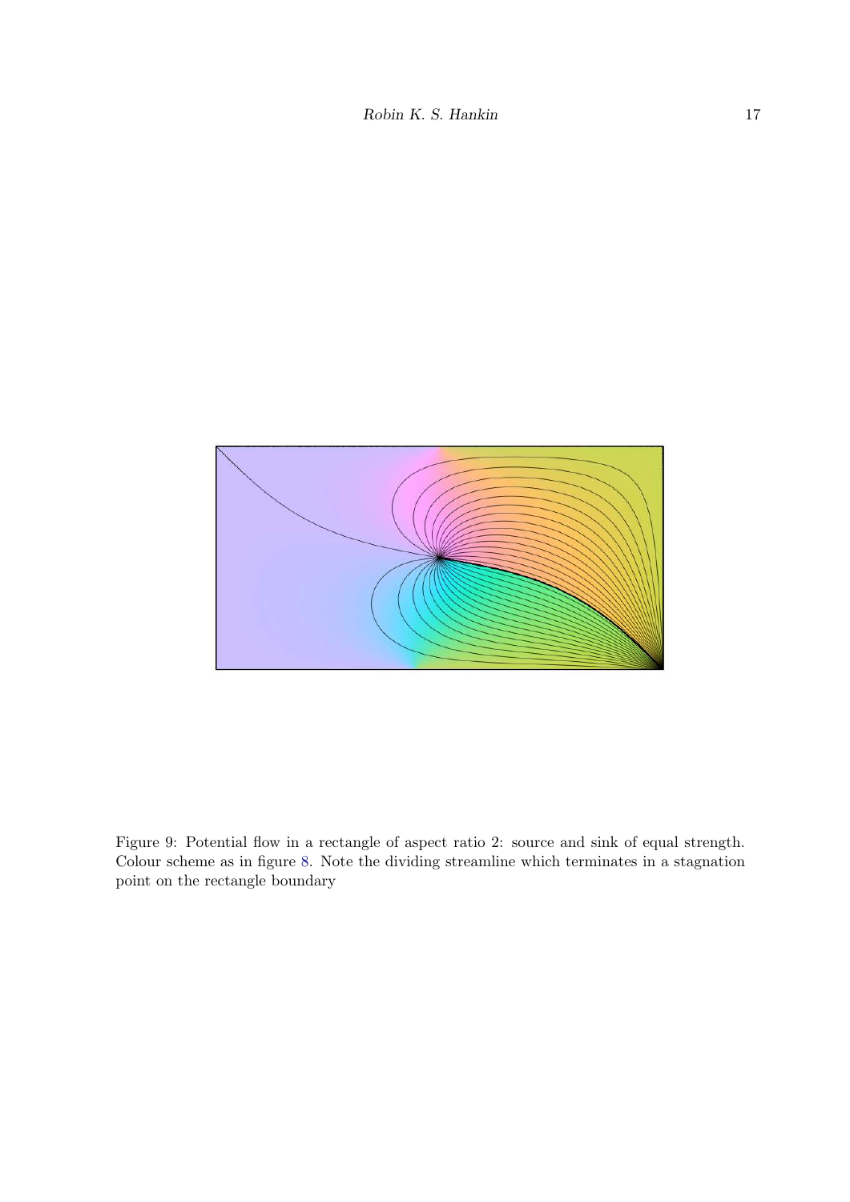Figure 9: Potential flow in a rectangle of aspect ratio 2: source and sink of equal strength. Colour scheme as in figure 8. Note the dividing streamline which terminates in a stagnation point on the rectangle boundary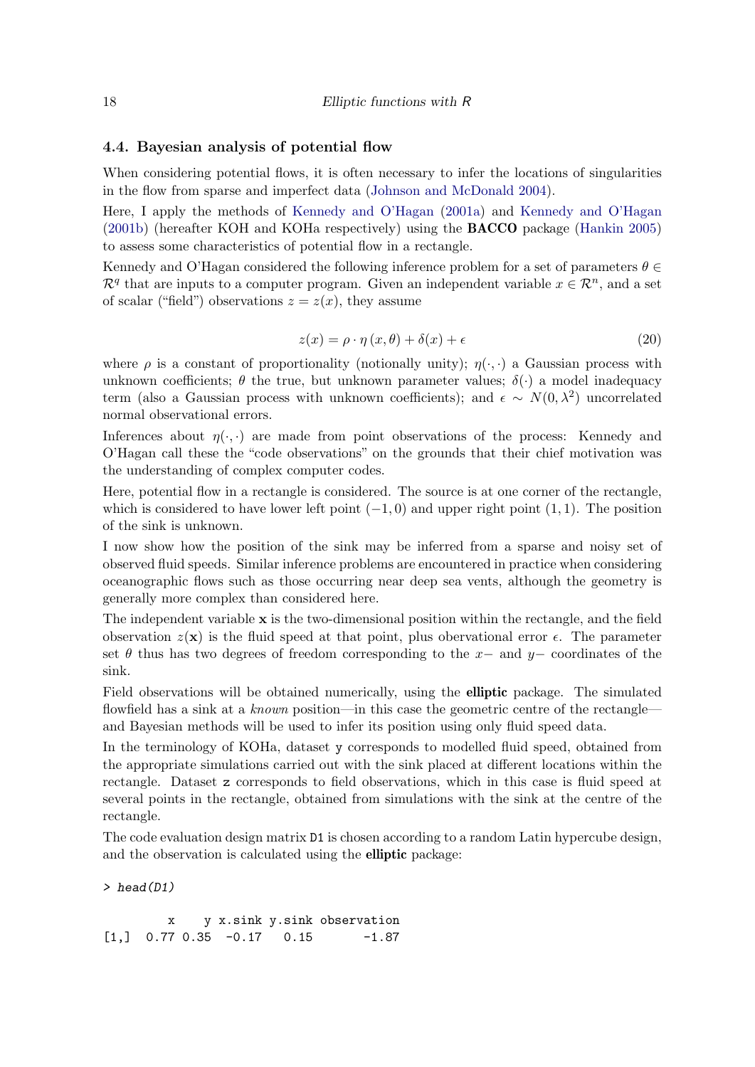### 4.4. Bayesian analysis of potential flow

When considering potential flows, it is often necessary to infer the locations of singularities in the flow from sparse and imperfect data (Johnson and McDonald 2004).

Here, I apply the methods of Kennedy and O'Hagan (2001a) and Kennedy and O'Hagan (2001b) (hereafter KOH and KOHa respectively) using the **BACCO** package (Hankin 2005) to assess some characteristics of potential flow in a rectangle.

Kennedy and O'Hagan considered the following inference problem for a set of parameters $\theta \in \mathcal{R}^q$ that are inputs to a computer program. Given an independent variable $x \in \mathcal{R}^n$, and a set of scalar ("field") observations $z = z(x)$, they assume

$$z(x) = \rho \cdot \eta\left(x, \theta\right) + \delta(x) + \epsilon \tag{20}$$

where $\rho$ is a constant of proportionality (notionally unity); $\eta(\cdot, \cdot)$ a Gaussian process with unknown coefficients; $\theta$ the true, but unknown parameter values; $\delta(\cdot)$ a model inadequacy term (also a Gaussian process with unknown coefficients); and $\epsilon \sim N(0, \lambda^2)$ uncorrelated normal observational errors.

Inferences about $\eta(\cdot, \cdot)$ are made from point observations of the process: Kennedy and O'Hagan call these the "code observations" on the grounds that their chief motivation was the understanding of complex computer codes.

Here, potential flow in a rectangle is considered. The source is at one corner of the rectangle, which is considered to have lower left point $(-1, 0)$ and upper right point $(1, 1)$. The position of the sink is unknown.

I now show how the position of the sink may be inferred from a sparse and noisy set of observed fluid speeds. Similar inference problems are encountered in practice when considering oceanographic flows such as those occurring near deep sea vents, although the geometry is generally more complex than considered here.

The independent variable $\mathbf{x}$ is the two-dimensional position within the rectangle, and the field observation $z(\mathbf{x})$ is the fluid speed at that point, plus obervational error $\epsilon$. The parameter set $\theta$ thus has two degrees of freedom corresponding to the $x-$ and $y-$ coordinates of the sink.

Field observations will be obtained numerically, using the **elliptic** package. The simulated flowfield has a sink at a *known* position—in this case the geometric centre of the rectangle—and Bayesian methods will be used to infer its position using only fluid speed data.

In the terminology of KOHa, dataset `y` corresponds to modelled fluid speed, obtained from the appropriate simulations carried out with the sink placed at different locations within the rectangle. Dataset `z` corresponds to field observations, which in this case is fluid speed at several points in the rectangle, obtained from simulations with the sink at the centre of the rectangle.

The code evaluation design matrix `D1` is chosen according to a random Latin hypercube design, and the observation is calculated using the **elliptic** package:

```
> head(D1)

        x    y x.sink y.sink observation
[1,]  0.77 0.35  -0.17   0.15       -1.87
```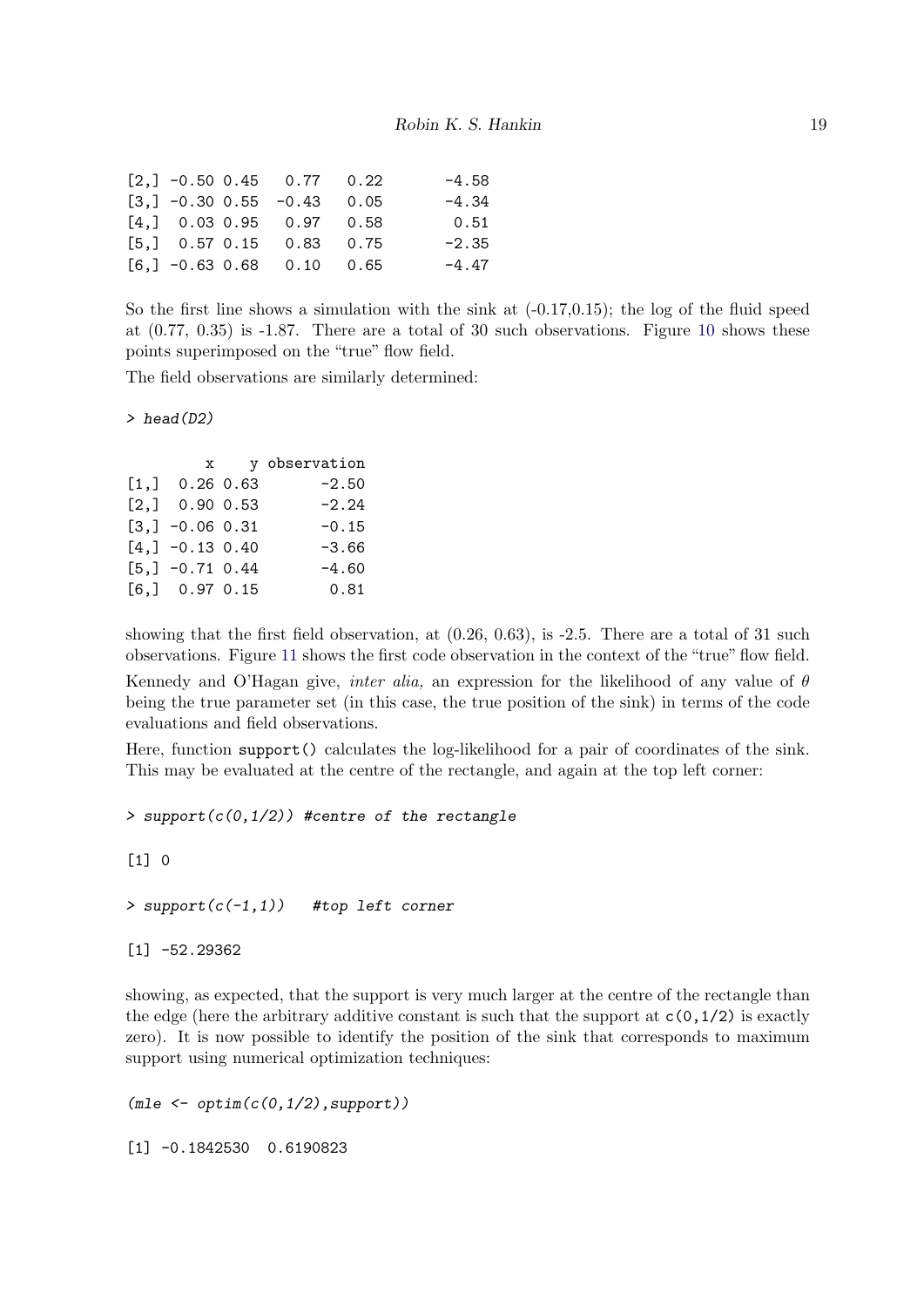```
[2,] -0.50 0.45   0.77  0.22       -4.58
[3,] -0.30 0.55  -0.43  0.05       -4.34
[4,]  0.03 0.95   0.97  0.58        0.51
[5,]  0.57 0.15   0.83  0.75       -2.35
[6,] -0.63 0.68   0.10  0.65       -4.47
```

So the first line shows a simulation with the sink at (-0.17,0.15); the log of the fluid speed at (0.77, 0.35) is -1.87. There are a total of 30 such observations. Figure 10 shows these points superimposed on the "true" flow field.

The field observations are similarly determined:

```
> head(D2)

         x    y observation
[1,]  0.26 0.63       -2.50
[2,]  0.90 0.53       -2.24
[3,] -0.06 0.31       -0.15
[4,] -0.13 0.40       -3.66
[5,] -0.71 0.44       -4.60
[6,]  0.97 0.15        0.81
```

showing that the first field observation, at (0.26, 0.63), is -2.5. There are a total of 31 such observations. Figure 11 shows the first code observation in the context of the "true" flow field.

Kennedy and O'Hagan give, *inter alia,* an expression for the likelihood of any value of $\theta$ being the true parameter set (in this case, the true position of the sink) in terms of the code evaluations and field observations.

Here, function `support()` calculates the log-likelihood for a pair of coordinates of the sink. This may be evaluated at the centre of the rectangle, and again at the top left corner:

```
> support(c(0,1/2)) #centre of the rectangle

[1] 0

> support(c(-1,1))   #top left corner

[1] -52.29362
```

showing, as expected, that the support is very much larger at the centre of the rectangle than the edge (here the arbitrary additive constant is such that the support at `c(0,1/2)` is exactly zero). It is now possible to identify the position of the sink that corresponds to maximum support using numerical optimization techniques:

```
(mle <- optim(c(0,1/2),support))

[1] -0.1842530  0.6190823
```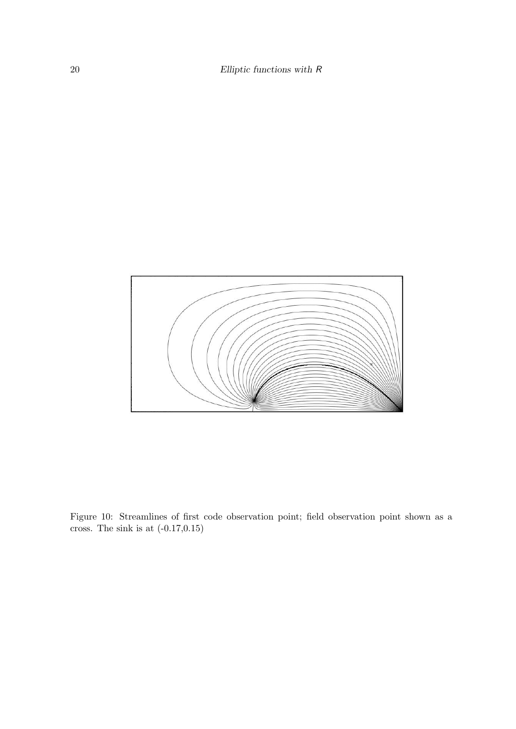Figure 10: Streamlines of first code observation point; field observation point shown as a cross. The sink is at (-0.17,0.15)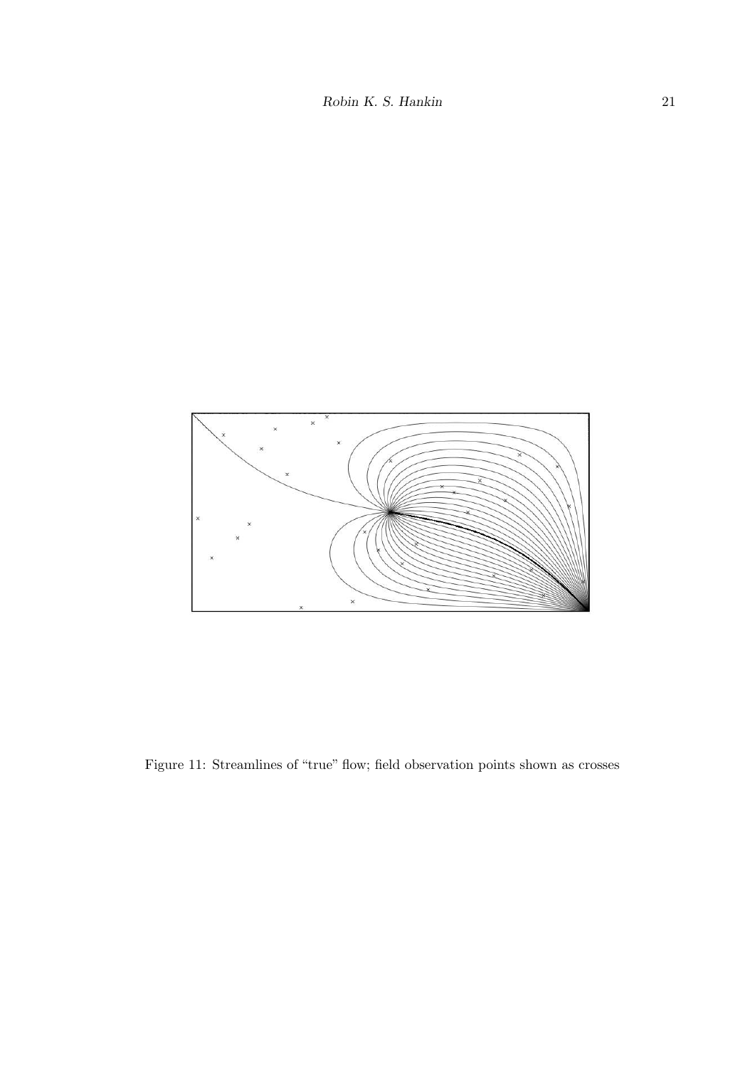Figure 11: Streamlines of "true" flow; field observation points shown as crosses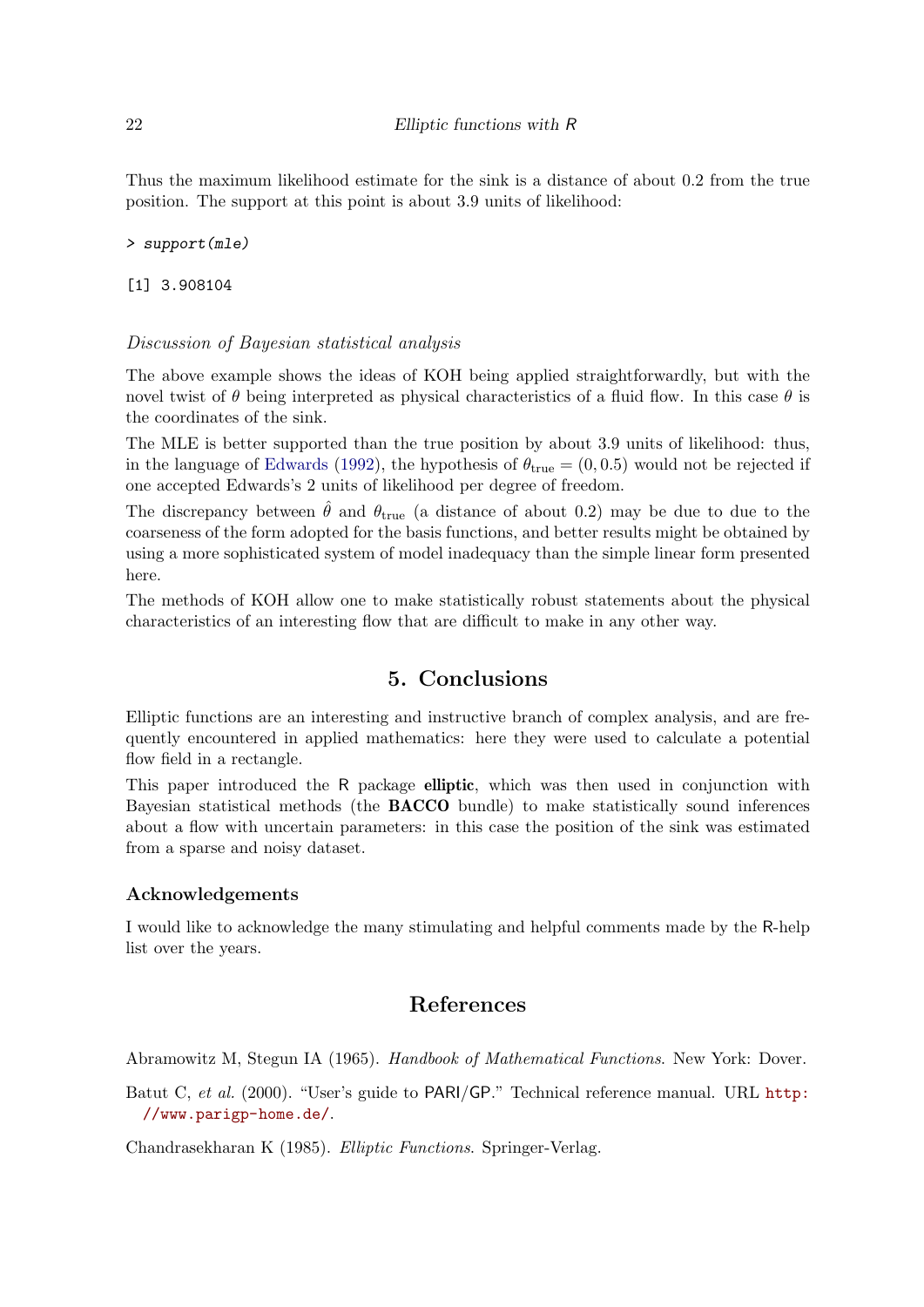Thus the maximum likelihood estimate for the sink is a distance of about 0.2 from the true position. The support at this point is about 3.9 units of likelihood:

```
> support(mle)

[1] 3.908104
```

*Discussion of Bayesian statistical analysis*

The above example shows the ideas of KOH being applied straightforwardly, but with the novel twist of $\theta$ being interpreted as physical characteristics of a fluid flow. In this case $\theta$ is the coordinates of the sink.

The MLE is better supported than the true position by about 3.9 units of likelihood: thus, in the language of Edwards (1992), the hypothesis of $\theta_{\text{true}} = (0, 0.5)$ would not be rejected if one accepted Edwards's 2 units of likelihood per degree of freedom.

The discrepancy between $\hat{\theta}$ and $\theta_{\text{true}}$ (a distance of about 0.2) may be due to due to the coarseness of the form adopted for the basis functions, and better results might be obtained by using a more sophisticated system of model inadequacy than the simple linear form presented here.

The methods of KOH allow one to make statistically robust statements about the physical characteristics of an interesting flow that are difficult to make in any other way.

# 5. Conclusions

Elliptic functions are an interesting and instructive branch of complex analysis, and are frequently encountered in applied mathematics: here they were used to calculate a potential flow field in a rectangle.

This paper introduced the R package **elliptic**, which was then used in conjunction with Bayesian statistical methods (the **BACCO** bundle) to make statistically sound inferences about a flow with uncertain parameters: in this case the position of the sink was estimated from a sparse and noisy dataset.

## Acknowledgements

I would like to acknowledge the many stimulating and helpful comments made by the R-help list over the years.

# References

Abramowitz M, Stegun IA (1965). *Handbook of Mathematical Functions*. New York: Dover.

Batut C, *et al.* (2000). "User's guide to PARI/GP." Technical reference manual. URL http://www.parigp-home.de/.

Chandrasekharan K (1985). *Elliptic Functions*. Springer-Verlag.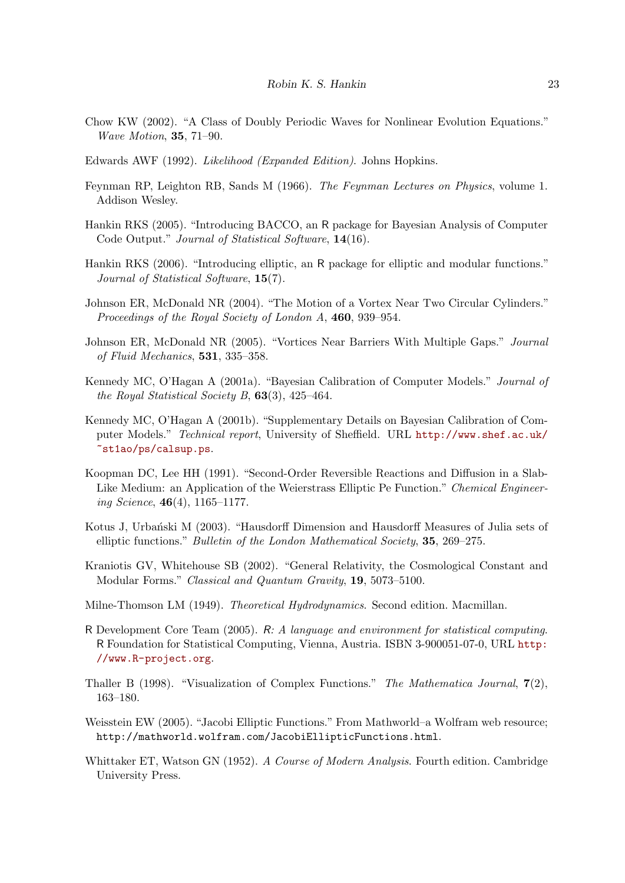Chow KW (2002). "A Class of Doubly Periodic Waves for Nonlinear Evolution Equations." *Wave Motion*, **35**, 71–90.

Edwards AWF (1992). *Likelihood (Expanded Edition)*. Johns Hopkins.

Feynman RP, Leighton RB, Sands M (1966). *The Feynman Lectures on Physics*, volume 1. Addison Wesley.

Hankin RKS (2005). "Introducing BACCO, an R package for Bayesian Analysis of Computer Code Output." *Journal of Statistical Software*, **14**(16).

Hankin RKS (2006). "Introducing elliptic, an R package for elliptic and modular functions." *Journal of Statistical Software*, **15**(7).

Johnson ER, McDonald NR (2004). "The Motion of a Vortex Near Two Circular Cylinders." *Proceedings of the Royal Society of London A*, **460**, 939–954.

Johnson ER, McDonald NR (2005). "Vortices Near Barriers With Multiple Gaps." *Journal of Fluid Mechanics*, **531**, 335–358.

Kennedy MC, O'Hagan A (2001a). "Bayesian Calibration of Computer Models." *Journal of the Royal Statistical Society B*, **63**(3), 425–464.

Kennedy MC, O'Hagan A (2001b). "Supplementary Details on Bayesian Calibration of Computer Models." *Technical report*, University of Sheffield. URL http://www.shef.ac.uk/~st1ao/ps/calsup.ps.

Koopman DC, Lee HH (1991). "Second-Order Reversible Reactions and Diffusion in a Slab-Like Medium: an Application of the Weierstrass Elliptic Pe Function." *Chemical Engineering Science*, **46**(4), 1165–1177.

Kotus J, Urbański M (2003). "Hausdorff Dimension and Hausdorff Measures of Julia sets of elliptic functions." *Bulletin of the London Mathematical Society*, **35**, 269–275.

Kraniotis GV, Whitehouse SB (2002). "General Relativity, the Cosmological Constant and Modular Forms." *Classical and Quantum Gravity*, **19**, 5073–5100.

Milne-Thomson LM (1949). *Theoretical Hydrodynamics*. Second edition. Macmillan.

R Development Core Team (2005). *R: A language and environment for statistical computing*. R Foundation for Statistical Computing, Vienna, Austria. ISBN 3-900051-07-0, URL http://www.R-project.org.

Thaller B (1998). "Visualization of Complex Functions." *The Mathematica Journal*, **7**(2), 163–180.

Weisstein EW (2005). "Jacobi Elliptic Functions." From Mathworld–a Wolfram web resource; http://mathworld.wolfram.com/JacobiEllipticFunctions.html.

Whittaker ET, Watson GN (1952). *A Course of Modern Analysis*. Fourth edition. Cambridge University Press.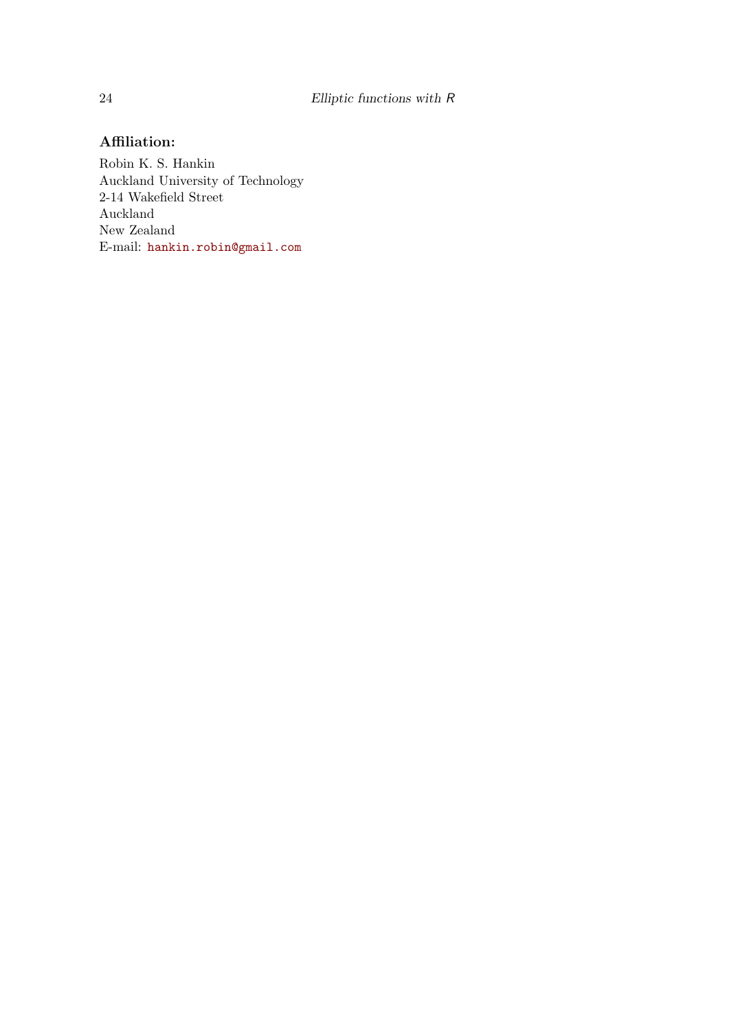**Affiliation:**

Robin K. S. Hankin
Auckland University of Technology
2-14 Wakefield Street
Auckland
New Zealand
E-mail: hankin.robin@gmail.com